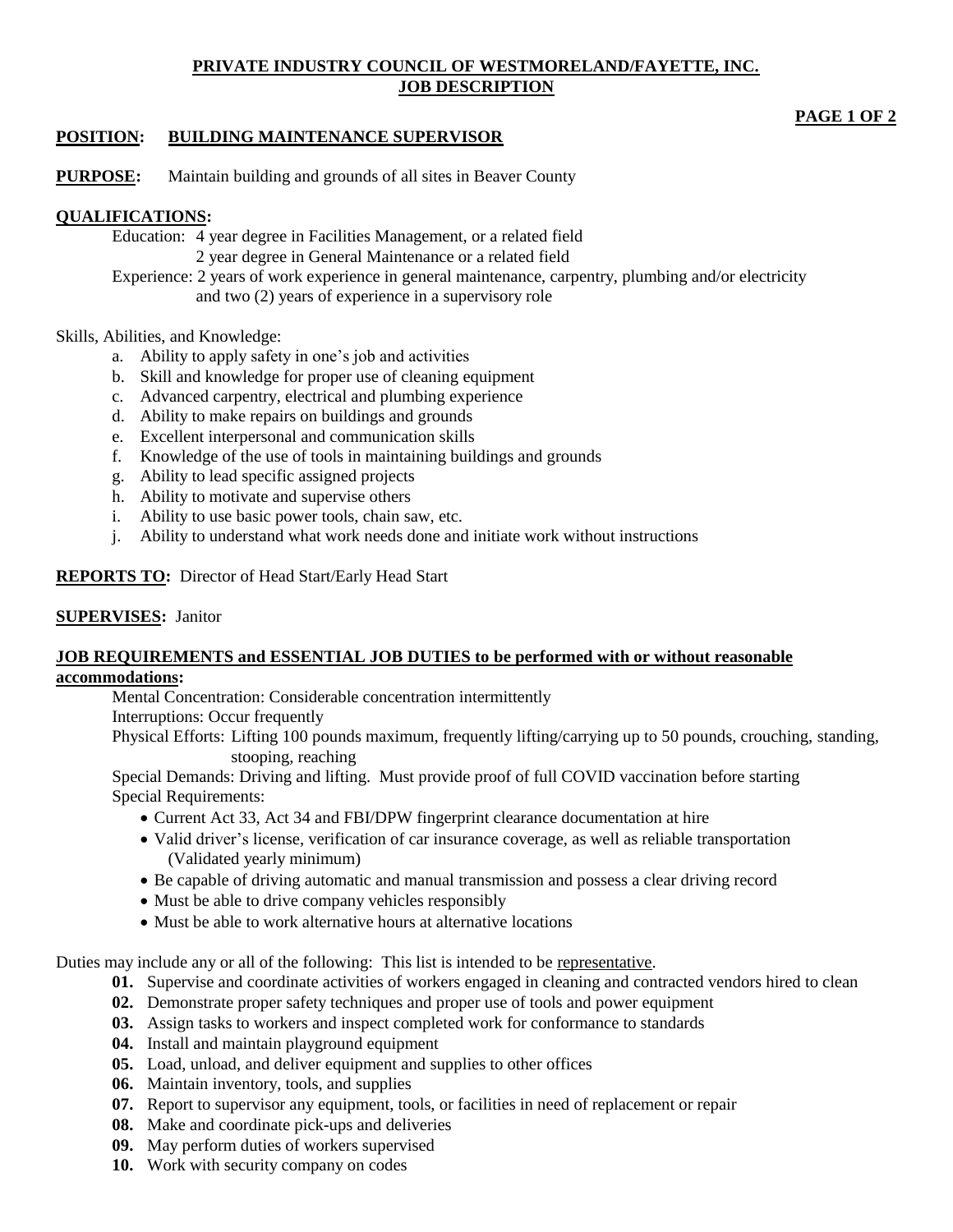# PRIVATE INDUSTRY COUNCIL OF WESTMORELAND/FAYETTE, INC.
## JOB DESCRIPTION

**POSITION:** **BUILDING MAINTENANCE SUPERVISOR**

**PURPOSE:** Maintain building and grounds of all sites in Beaver County

**QUALIFICATIONS:**

Education: 4 year degree in Facilities Management, or a related field
2 year degree in General Maintenance or a related field

Experience: 2 years of work experience in general maintenance, carpentry, plumbing and/or electricity and two (2) years of experience in a supervisory role

Skills, Abilities, and Knowledge:

a. Ability to apply safety in one's job and activities
b. Skill and knowledge for proper use of cleaning equipment
c. Advanced carpentry, electrical and plumbing experience
d. Ability to make repairs on buildings and grounds
e. Excellent interpersonal and communication skills
f. Knowledge of the use of tools in maintaining buildings and grounds
g. Ability to lead specific assigned projects
h. Ability to motivate and supervise others
i. Ability to use basic power tools, chain saw, etc.
j. Ability to understand what work needs done and initiate work without instructions

**REPORTS TO:** Director of Head Start/Early Head Start

**SUPERVISES:** Janitor

**JOB REQUIREMENTS and ESSENTIAL JOB DUTIES to be performed with or without reasonable accommodations:**

Mental Concentration: Considerable concentration intermittently

Interruptions: Occur frequently

Physical Efforts: Lifting 100 pounds maximum, frequently lifting/carrying up to 50 pounds, crouching, standing, stooping, reaching

Special Demands: Driving and lifting. Must provide proof of full COVID vaccination before starting

Special Requirements:

- Current Act 33, Act 34 and FBI/DPW fingerprint clearance documentation at hire
- Valid driver's license, verification of car insurance coverage, as well as reliable transportation (Validated yearly minimum)
- Be capable of driving automatic and manual transmission and possess a clear driving record
- Must be able to drive company vehicles responsibly
- Must be able to work alternative hours at alternative locations

Duties may include any or all of the following: This list is intended to be representative.

**01.** Supervise and coordinate activities of workers engaged in cleaning and contracted vendors hired to clean
**02.** Demonstrate proper safety techniques and proper use of tools and power equipment
**03.** Assign tasks to workers and inspect completed work for conformance to standards
**04.** Install and maintain playground equipment
**05.** Load, unload, and deliver equipment and supplies to other offices
**06.** Maintain inventory, tools, and supplies
**07.** Report to supervisor any equipment, tools, or facilities in need of replacement or repair
**08.** Make and coordinate pick-ups and deliveries
**09.** May perform duties of workers supervised
**10.** Work with security company on codes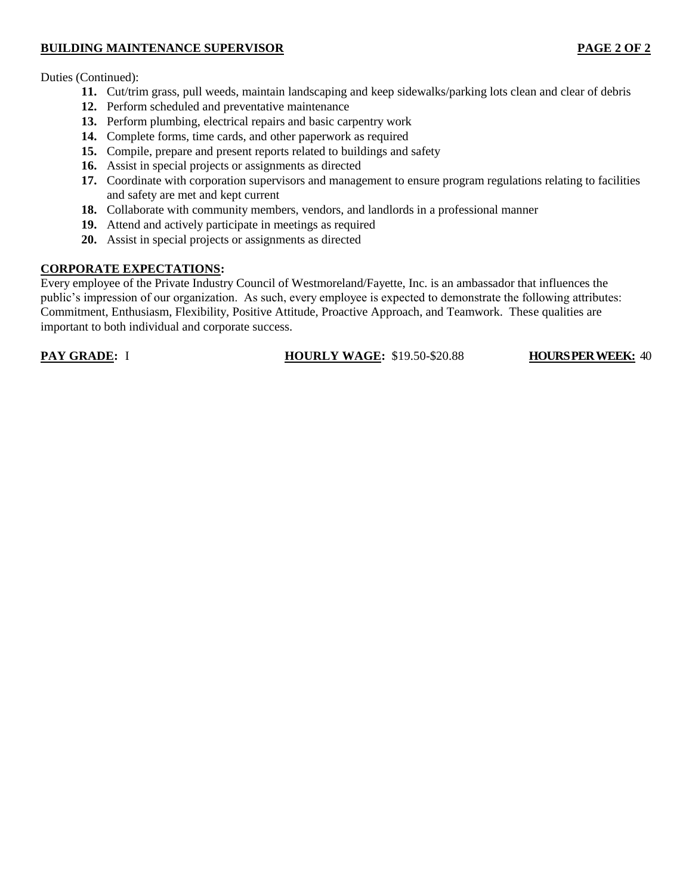Duties (Continued):

11. Cut/trim grass, pull weeds, maintain landscaping and keep sidewalks/parking lots clean and clear of debris
12. Perform scheduled and preventative maintenance
13. Perform plumbing, electrical repairs and basic carpentry work
14. Complete forms, time cards, and other paperwork as required
15. Compile, prepare and present reports related to buildings and safety
16. Assist in special projects or assignments as directed
17. Coordinate with corporation supervisors and management to ensure program regulations relating to facilities and safety are met and kept current
18. Collaborate with community members, vendors, and landlords in a professional manner
19. Attend and actively participate in meetings as required
20. Assist in special projects or assignments as directed

**CORPORATE EXPECTATIONS:**

Every employee of the Private Industry Council of Westmoreland/Fayette, Inc. is an ambassador that influences the public's impression of our organization. As such, every employee is expected to demonstrate the following attributes: Commitment, Enthusiasm, Flexibility, Positive Attitude, Proactive Approach, and Teamwork. These qualities are important to both individual and corporate success.

**PAY GRADE:** I **HOURLY WAGE:** $19.50-$20.88 **HOURS PER WEEK:** 40